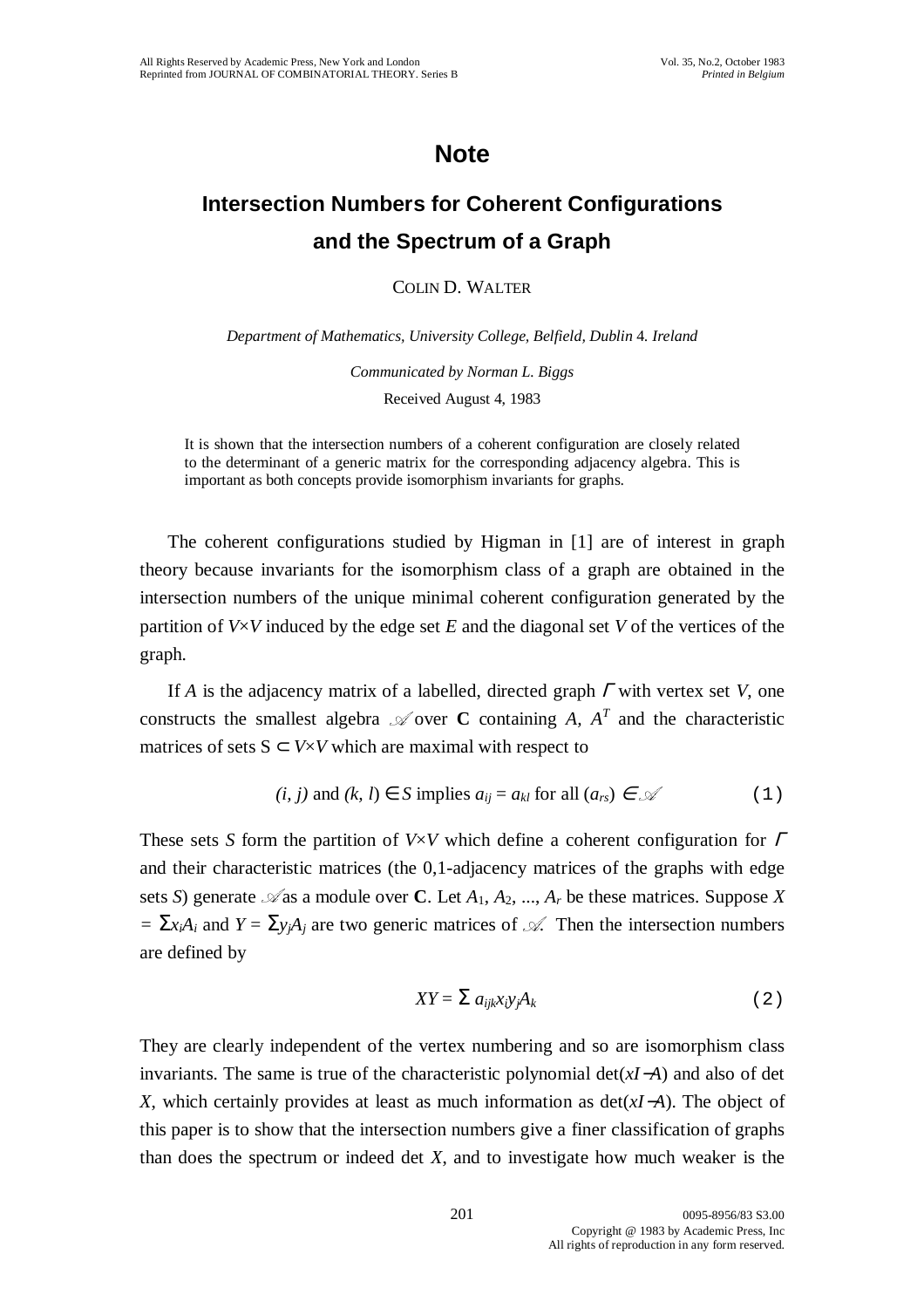## Note

# Intersection Numbers for Coherent Configurations and the Spectrum of a Graph

COLIN D. WALTER

*Department of Mathematics, University College, Belfield, Dublin* 4. *Ireland*

*Communicated by Norman L. Biggs*

Received August 4, 1983

It is shown that the intersection numbers of a coherent configuration are closely related to the determinant of a generic matrix for the corresponding adjacency algebra. This is important as both concepts provide isomorphism invariants for graphs.

The coherent configurations studied by Higman in [1] are of interest in graph theory because invariants for the isomorphism class of a graph are obtained in the intersection numbers of the unique minimal coherent configuration generated by the partition of $V\times V$ induced by the edge set $E$ and the diagonal set $V$ of the vertices of the graph.

If $A$ is the adjacency matrix of a labelled, directed graph $\Gamma$ with vertex set $V$, one constructs the smallest algebra $\mathscr{A}$ over $\mathbf{C}$ containing $A$, $A^T$ and the characteristic matrices of sets $S \subset V\times V$ which are maximal with respect to

$$(i, j) \text{ and } (k, l) \in S \text{ implies } a_{ij} = a_{kl} \text{ for all } (a_{rs}) \in \mathscr{A} \qquad (1)$$

These sets $S$ form the partition of $V\times V$ which define a coherent configuration for $\Gamma$ and their characteristic matrices (the 0,1-adjacency matrices of the graphs with edge sets $S$) generate $\mathscr{A}$ as a module over $\mathbf{C}$. Let $A_1, A_2, \ldots, A_r$ be these matrices. Suppose $X = \Sigma x_i A_i$ and $Y = \Sigma y_j A_j$ are two generic matrices of $\mathscr{A}$. Then the intersection numbers are defined by

$$XY = \Sigma\, a_{ijk} x_i y_j A_k \qquad (2)$$

They are clearly independent of the vertex numbering and so are isomorphism class invariants. The same is true of the characteristic polynomial $\det(xI-A)$ and also of det $X$, which certainly provides at least as much information as $\det(xI-A)$. The object of this paper is to show that the intersection numbers give a finer classification of graphs than does the spectrum or indeed det $X$, and to investigate how much weaker is the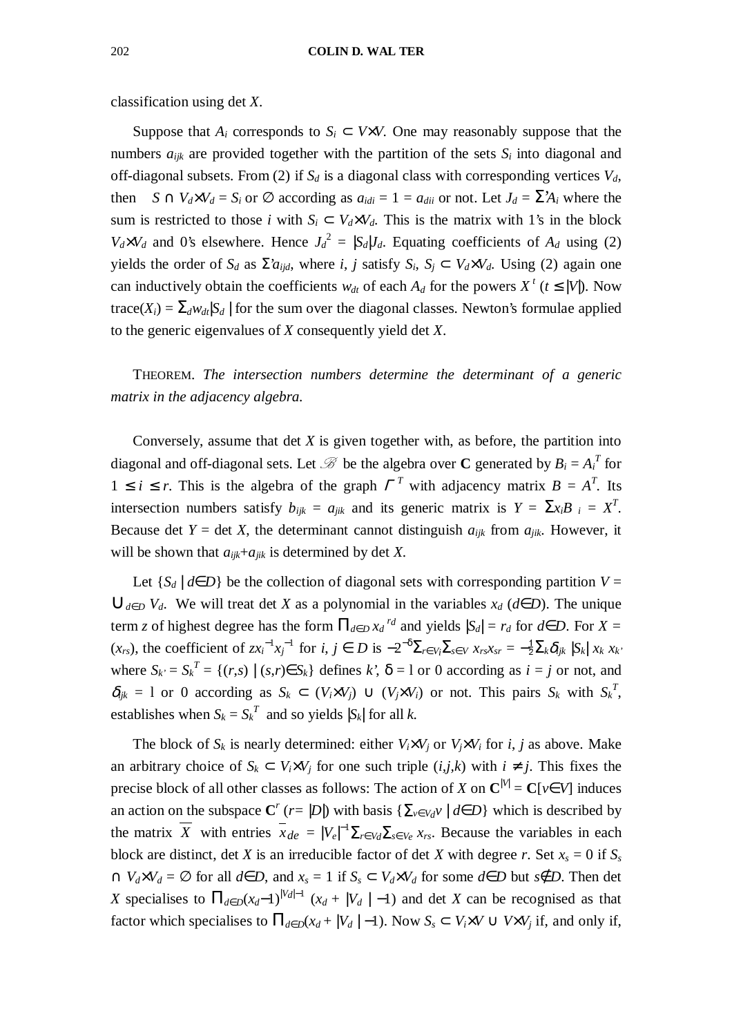classification using det $X$.

Suppose that $A_i$ corresponds to $S_i \subset V\times V$. One may reasonably suppose that the numbers $a_{ijk}$ are provided together with the partition of the sets $S_i$ into diagonal and off-diagonal subsets. From (2) if $S_d$ is a diagonal class with corresponding vertices $V_d$, then $S \cap V_d\times V_d = S_i$ or $\emptyset$ according as $a_{idi} = 1 = a_{dii}$ or not. Let $J_d = \Sigma' A_i$ where the sum is restricted to those $i$ with $S_i \subset V_d\times V_d$. This is the matrix with 1's in the block $V_d\times V_d$ and 0's elsewhere. Hence $J_d^{\,2} = |S_d|J_d$. Equating coefficients of $A_d$ using (2) yields the order of $S_d$ as $\Sigma' a_{ijd}$, where $i$, $j$ satisfy $S_i$, $S_j \subset V_d\times V_d$. Using (2) again one can inductively obtain the coefficients $w_{dt}$ of each $A_d$ for the powers $X^t$ ($t \le |V|$). Now trace($X_i$) = $\Sigma_d w_{dt}|S_d|$ for the sum over the diagonal classes. Newton's formulae applied to the generic eigenvalues of $X$ consequently yield det $X$.

THEOREM. *The intersection numbers determine the determinant of a generic matrix in the adjacency algebra.*

Conversely, assume that det $X$ is given together with, as before, the partition into diagonal and off-diagonal sets. Let $\mathscr{B}$ be the algebra over $\mathbf{C}$ generated by $B_i = A_i^T$ for $1 \le i \le r$. This is the algebra of the graph $\Gamma^T$ with adjacency matrix $B = A^T$. Its intersection numbers satisfy $b_{ijk} = a_{jik}$ and its generic matrix is $Y = \Sigma x_i B_i = X^T$. Because det $Y$ = det $X$, the determinant cannot distinguish $a_{ijk}$ from $a_{jik}$. However, it will be shown that $a_{ijk}+a_{jik}$ is determined by det $X$.

Let $\{S_d \mid d\in D\}$ be the collection of diagonal sets with corresponding partition $V = \bigcup_{d\in D} V_d$. We will treat det $X$ as a polynomial in the variables $x_d$ ($d\in D$). The unique term $z$ of highest degree has the form $\prod_{d\in D} x_d^{\,r_d}$ and yields $|S_d| = r_d$ for $d\in D$. For $X = (x_{rs})$, the coefficient of $z x_i^{-1} x_j^{-1}$ for $i, j \in D$ is $-2^{-\delta}\Sigma_{r\in V_i}\Sigma_{s\in V}\, x_{rs}x_{sr} = -\tfrac{1}{2}\Sigma_k \delta_{ijk}\, |S_k|\, x_k\, x_{k'}$, where $S_{k'} = S_k^T = \{(r,s) \mid (s,r)\in S_k\}$ defines $k'$, $\delta$ = 1 or 0 according as $i = j$ or not, and $\delta_{ijk}$ = 1 or 0 according as $S_k \subset (V_i\times V_j) \cup (V_j\times V_i)$ or not. This pairs $S_k$ with $S_k^T$, establishes when $S_k = S_k^T$ and so yields $|S_k|$ for all $k$.

The block of $S_k$ is nearly determined: either $V_i\times V_j$ or $V_j\times V_i$ for $i$, $j$ as above. Make an arbitrary choice of $S_k \subset V_i\times V_j$ for one such triple $(i,j,k)$ with $i \ne j$. This fixes the precise block of all other classes as follows: The action of $X$ on $\mathbf{C}^{|V|} = \mathbf{C}[v\in V]$ induces an action on the subspace $\mathbf{C}^r$ ($r = |D|$) with basis $\{\Sigma_{v\in V_d} v \mid d\in D\}$ which is described by the matrix $\overline{X}$ with entries $\bar{x}_{de} = |V_e|^{-1}\Sigma_{r\in V_d}\Sigma_{s\in V_e}\, x_{rs}$. Because the variables in each block are distinct, det $X$ is an irreducible factor of det $X$ with degree $r$. Set $x_s = 0$ if $S_s \cap V_d\times V_d = \emptyset$ for all $d\in D$, and $x_s = 1$ if $S_s \subset V_d\times V_d$ for some $d\in D$ but $s\notin D$. Then det $X$ specialises to $\prod_{d\in D}(x_d-1)^{|V_d|-1}\,(x_d + |V_d| - 1)$ and det $X$ can be recognised as that factor which specialises to $\prod_{d\in D}(x_d + |V_d| - 1)$. Now $S_s \subset V_i\times V \cup V\times V_j$ if, and only if,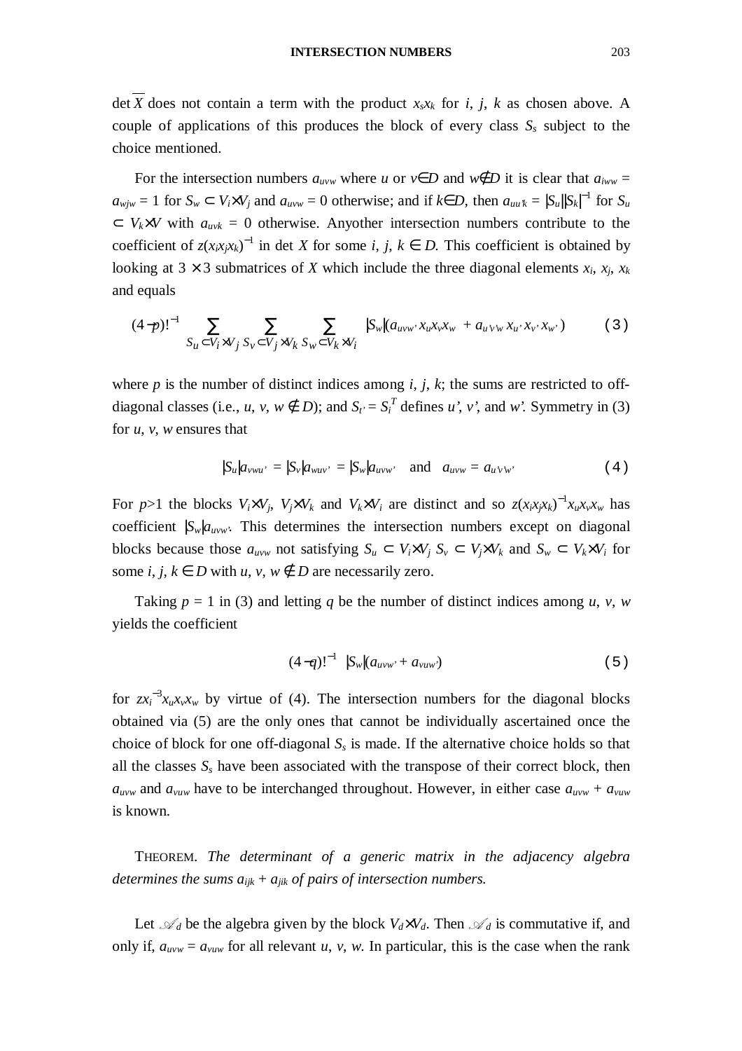$\det \overline{X}$ does not contain a term with the product $x_s x_k$ for $i$, $j$, $k$ as chosen above. A couple of applications of this produces the block of every class $S_s$ subject to the choice mentioned.

For the intersection numbers $a_{uvw}$ where $u$ or $v \in D$ and $w \notin D$ it is clear that $a_{iww} = a_{wjw} = 1$ for $S_w \subset V_i \times V_j$ and $a_{uvw} = 0$ otherwise; and if $k \in D$, then $a_{uu'k} = |S_u||S_k|^{-1}$ for $S_u \subset V_k \times V$ with $a_{uvk} = 0$ otherwise. Anyother intersection numbers contribute to the coefficient of $z(x_i x_j x_k)^{-1}$ in $\det X$ for some $i, j, k \in D$. This coefficient is obtained by looking at $3 \times 3$ submatrices of $X$ which include the three diagonal elements $x_i$, $x_j$, $x_k$ and equals

$$(4-p)!^{-1} \sum_{S_u \subset V_i \times V_j} \sum_{S_v \subset V_j \times V_k} \sum_{S_w \subset V_k \times V_i} |S_w|(a_{uvw'} x_u x_v x_w + a_{u'v'w} x_{u'} x_{v'} x_{w'}) \qquad (3)$$

where $p$ is the number of distinct indices among $i$, $j$, $k$; the sums are restricted to off-diagonal classes (i.e., $u, v, w \notin D$); and $S_{t'} = S_t^T$ defines $u'$, $v'$, and $w'$. Symmetry in (3) for $u$, $v$, $w$ ensures that

$$|S_u|a_{vwu'} = |S_v|a_{wuv'} = |S_w|a_{uvw'} \quad \text{and} \quad a_{uvw} = a_{u'v'w'} \qquad (4)$$

For $p>1$ the blocks $V_i \times V_j$, $V_j \times V_k$ and $V_k \times V_i$ are distinct and so $z(x_i x_j x_k)^{-1} x_u x_v x_w$ has coefficient $|S_w|a_{uvw'}$. This determines the intersection numbers except on diagonal blocks because those $a_{uvw}$ not satisfying $S_u \subset V_i \times V_j$ $S_v \subset V_j \times V_k$ and $S_w \subset V_k \times V_i$ for some $i, j, k \in D$ with $u, v, w \notin D$ are necessarily zero.

Taking $p = 1$ in (3) and letting $q$ be the number of distinct indices among $u$, $v$, $w$ yields the coefficient

$$(4-q)!^{-1} \; |S_w|(a_{uvw'} + a_{vuw'}) \qquad (5)$$

for $zx_i^{-3} x_u x_v x_w$ by virtue of (4). The intersection numbers for the diagonal blocks obtained via (5) are the only ones that cannot be individually ascertained once the choice of block for one off-diagonal $S_s$ is made. If the alternative choice holds so that all the classes $S_s$ have been associated with the transpose of their correct block, then $a_{uvw}$ and $a_{vuw}$ have to be interchanged throughout. However, in either case $a_{uvw} + a_{vuw}$ is known.

THEOREM. *The determinant of a generic matrix in the adjacency algebra determines the sums $a_{ijk} + a_{jik}$ of pairs of intersection numbers.*

Let $\mathscr{A}_d$ be the algebra given by the block $V_d \times V_d$. Then $\mathscr{A}_d$ is commutative if, and only if, $a_{uvw} = a_{vuw}$ for all relevant $u$, $v$, $w$. In particular, this is the case when the rank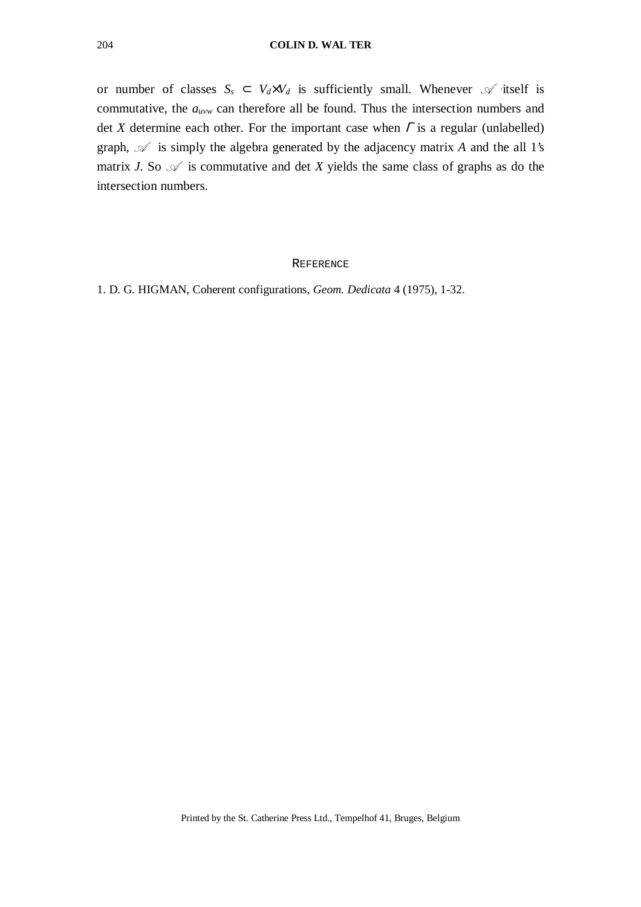or number of classes $S_s \subset V_d \times V_d$ is sufficiently small. Whenever $\mathscr{A}$ itself is commutative, the $a_{uvw}$ can therefore all be found. Thus the intersection numbers and det $X$ determine each other. For the important case when $\Gamma$ is a regular (unlabelled) graph, $\mathscr{A}$ is simply the algebra generated by the adjacency matrix $A$ and the all 1's matrix $J$. So $\mathscr{A}$ is commutative and det $X$ yields the same class of graphs as do the intersection numbers.

## REFERENCE

1. D. G. HIGMAN, Coherent configurations, *Geom. Dedicata* 4 (1975), 1-32.

Printed by the St. Catherine Press Ltd., Tempelhof 41, Bruges, Belgium